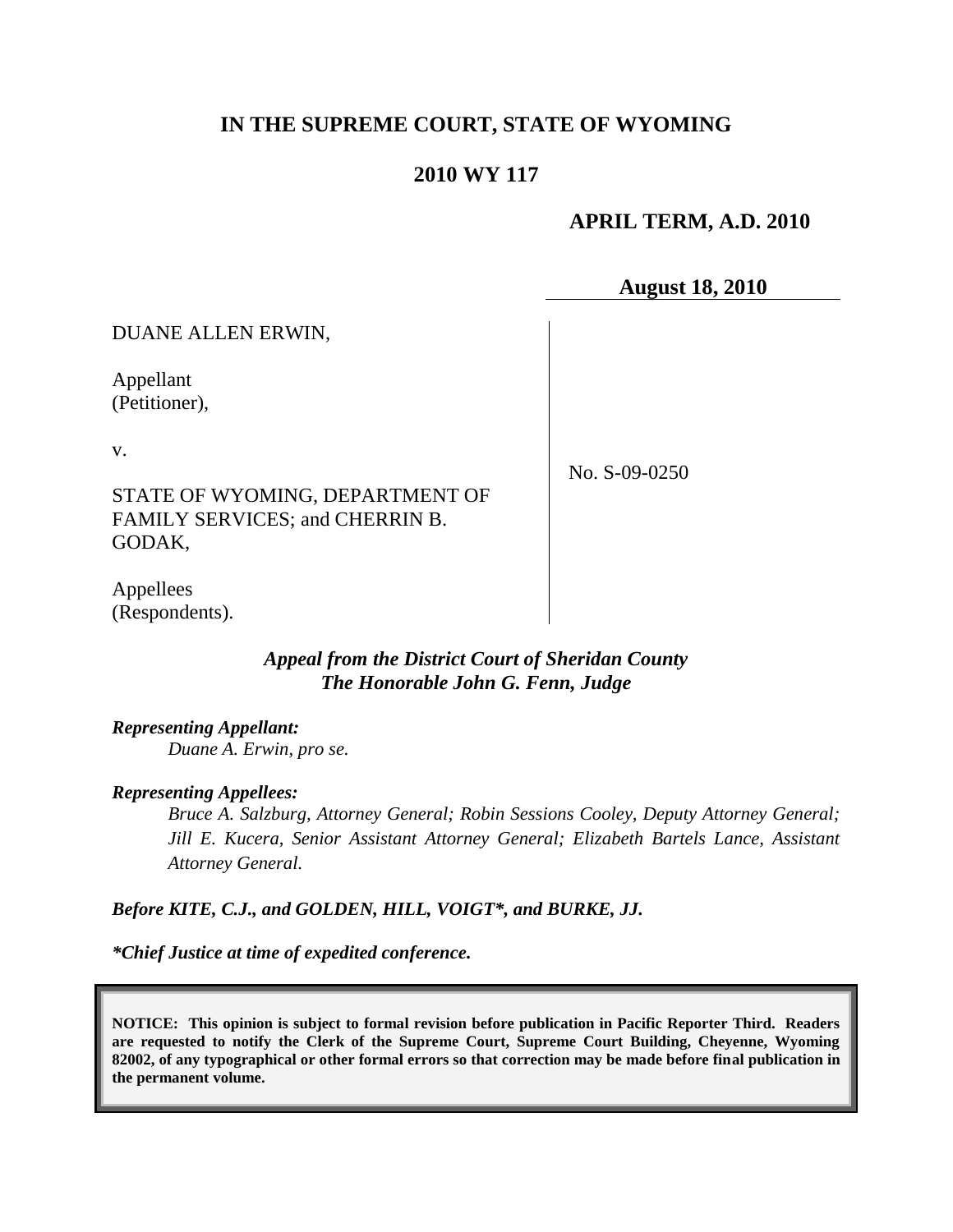# IN THE SUPREME COURT, STATE OF WYOMING

## 2010 WY 117

**APRIL TERM, A.D. 2010**

**August 18, 2010**

DUANE ALLEN ERWIN,

Appellant
(Petitioner),

v.

STATE OF WYOMING, DEPARTMENT OF FAMILY SERVICES; and CHERRIN B. GODAK,

Appellees
(Respondents).

No. S-09-0250

***Appeal from the District Court of Sheridan County***
***The Honorable John G. Fenn, Judge***

***Representing Appellant:***

*Duane A. Erwin, pro se.*

***Representing Appellees:***

*Bruce A. Salzburg, Attorney General; Robin Sessions Cooley, Deputy Attorney General; Jill E. Kucera, Senior Assistant Attorney General; Elizabeth Bartels Lance, Assistant Attorney General.*

***Before KITE, C.J., and GOLDEN, HILL, VOIGT\*, and BURKE, JJ.***

***\*Chief Justice at time of expedited conference.***

**NOTICE: This opinion is subject to formal revision before publication in Pacific Reporter Third. Readers are requested to notify the Clerk of the Supreme Court, Supreme Court Building, Cheyenne, Wyoming 82002, of any typographical or other formal errors so that correction may be made before final publication in the permanent volume.**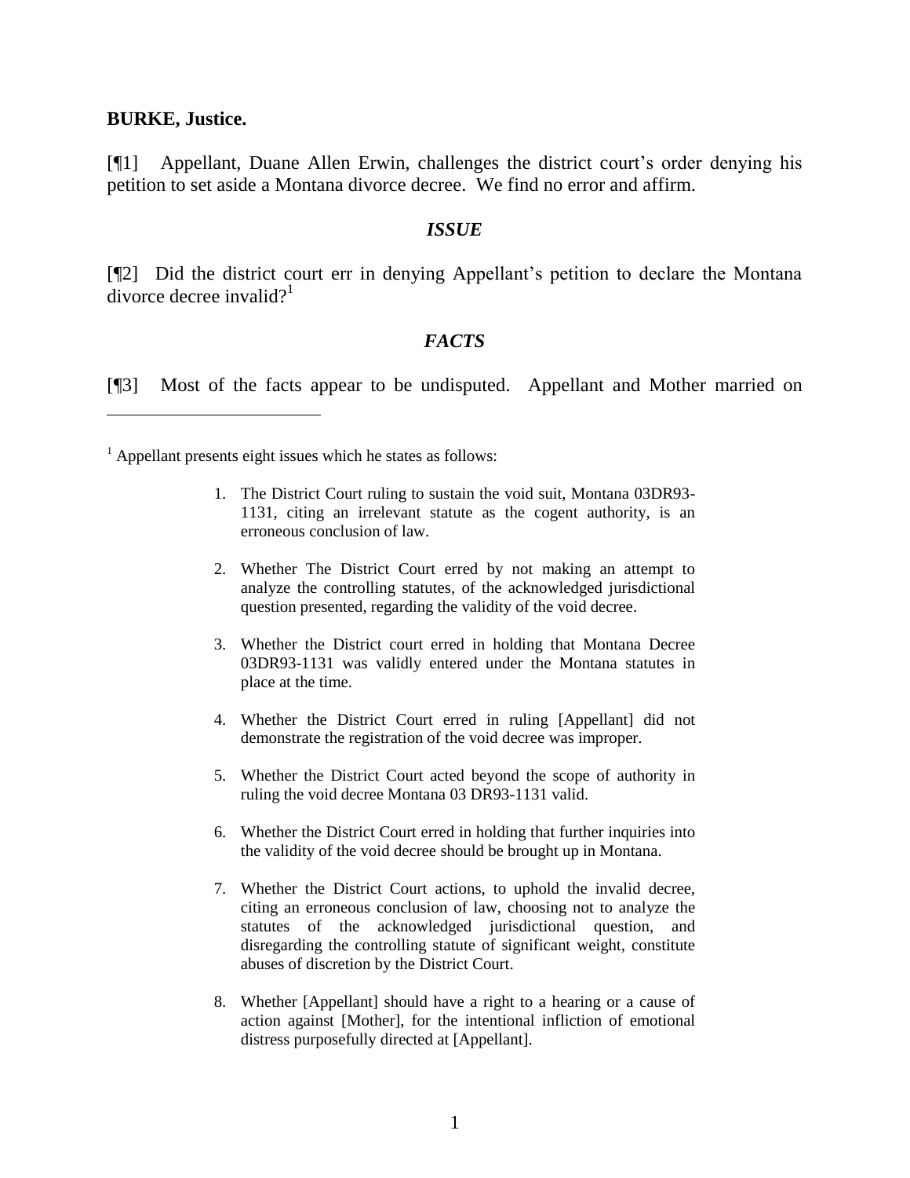**BURKE, Justice.**

[¶1] Appellant, Duane Allen Erwin, challenges the district court's order denying his petition to set aside a Montana divorce decree. We find no error and affirm.

## *ISSUE*

[¶2] Did the district court err in denying Appellant's petition to declare the Montana divorce decree invalid?[1]

## *FACTS*

[¶3] Most of the facts appear to be undisputed. Appellant and Mother married on

---

[1] Appellant presents eight issues which he states as follows:

> 1. The District Court ruling to sustain the void suit, Montana 03DR93-1131, citing an irrelevant statute as the cogent authority, is an erroneous conclusion of law.
>
> 2. Whether The District Court erred by not making an attempt to analyze the controlling statutes, of the acknowledged jurisdictional question presented, regarding the validity of the void decree.
>
> 3. Whether the District court erred in holding that Montana Decree 03DR93-1131 was validly entered under the Montana statutes in place at the time.
>
> 4. Whether the District Court erred in ruling [Appellant] did not demonstrate the registration of the void decree was improper.
>
> 5. Whether the District Court acted beyond the scope of authority in ruling the void decree Montana 03 DR93-1131 valid.
>
> 6. Whether the District Court erred in holding that further inquiries into the validity of the void decree should be brought up in Montana.
>
> 7. Whether the District Court actions, to uphold the invalid decree, citing an erroneous conclusion of law, choosing not to analyze the statutes of the acknowledged jurisdictional question, and disregarding the controlling statute of significant weight, constitute abuses of discretion by the District Court.
>
> 8. Whether [Appellant] should have a right to a hearing or a cause of action against [Mother], for the intentional infliction of emotional distress purposefully directed at [Appellant].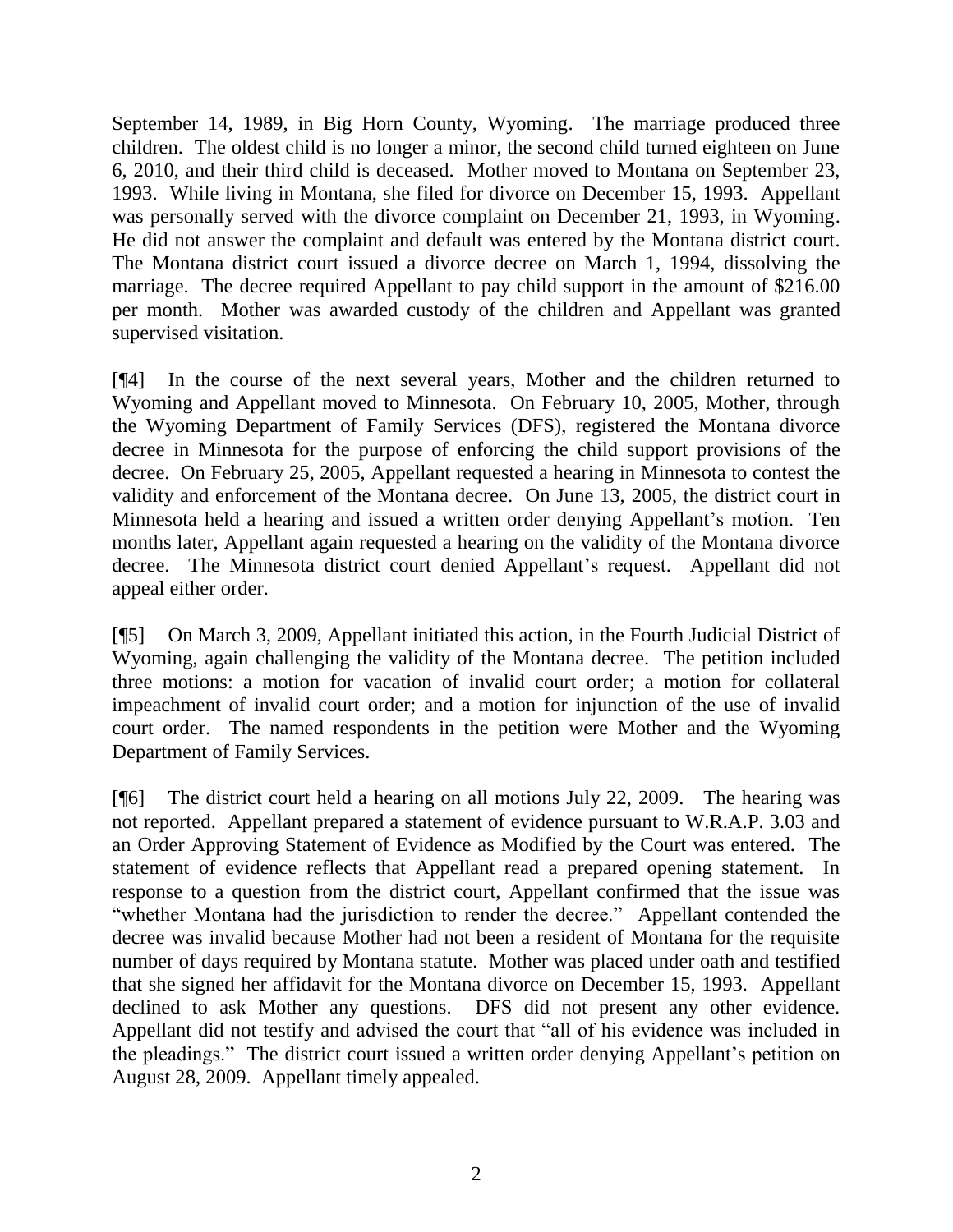September 14, 1989, in Big Horn County, Wyoming. The marriage produced three children. The oldest child is no longer a minor, the second child turned eighteen on June 6, 2010, and their third child is deceased. Mother moved to Montana on September 23, 1993. While living in Montana, she filed for divorce on December 15, 1993. Appellant was personally served with the divorce complaint on December 21, 1993, in Wyoming. He did not answer the complaint and default was entered by the Montana district court. The Montana district court issued a divorce decree on March 1, 1994, dissolving the marriage. The decree required Appellant to pay child support in the amount of $216.00 per month. Mother was awarded custody of the children and Appellant was granted supervised visitation.

[¶4] In the course of the next several years, Mother and the children returned to Wyoming and Appellant moved to Minnesota. On February 10, 2005, Mother, through the Wyoming Department of Family Services (DFS), registered the Montana divorce decree in Minnesota for the purpose of enforcing the child support provisions of the decree. On February 25, 2005, Appellant requested a hearing in Minnesota to contest the validity and enforcement of the Montana decree. On June 13, 2005, the district court in Minnesota held a hearing and issued a written order denying Appellant's motion. Ten months later, Appellant again requested a hearing on the validity of the Montana divorce decree. The Minnesota district court denied Appellant's request. Appellant did not appeal either order.

[¶5] On March 3, 2009, Appellant initiated this action, in the Fourth Judicial District of Wyoming, again challenging the validity of the Montana decree. The petition included three motions: a motion for vacation of invalid court order; a motion for collateral impeachment of invalid court order; and a motion for injunction of the use of invalid court order. The named respondents in the petition were Mother and the Wyoming Department of Family Services.

[¶6] The district court held a hearing on all motions July 22, 2009. The hearing was not reported. Appellant prepared a statement of evidence pursuant to W.R.A.P. 3.03 and an Order Approving Statement of Evidence as Modified by the Court was entered. The statement of evidence reflects that Appellant read a prepared opening statement. In response to a question from the district court, Appellant confirmed that the issue was "whether Montana had the jurisdiction to render the decree." Appellant contended the decree was invalid because Mother had not been a resident of Montana for the requisite number of days required by Montana statute. Mother was placed under oath and testified that she signed her affidavit for the Montana divorce on December 15, 1993. Appellant declined to ask Mother any questions. DFS did not present any other evidence. Appellant did not testify and advised the court that "all of his evidence was included in the pleadings." The district court issued a written order denying Appellant's petition on August 28, 2009. Appellant timely appealed.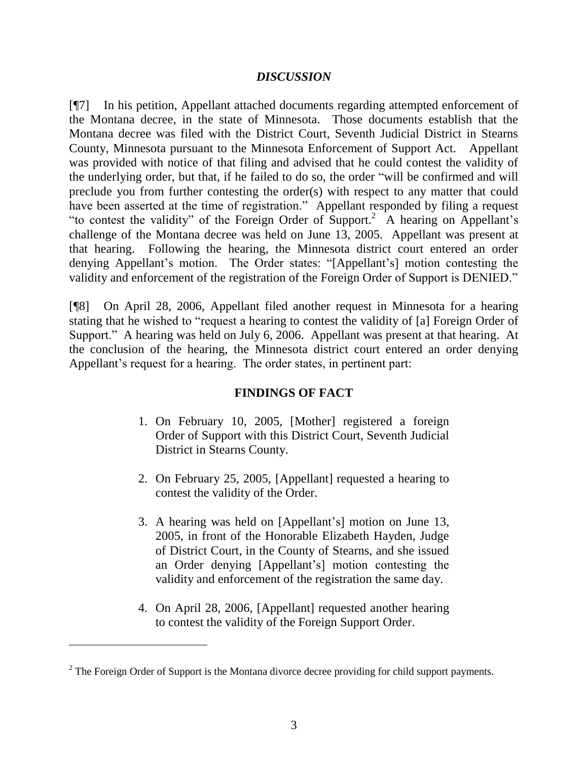## *DISCUSSION*

[¶7] In his petition, Appellant attached documents regarding attempted enforcement of the Montana decree, in the state of Minnesota. Those documents establish that the Montana decree was filed with the District Court, Seventh Judicial District in Stearns County, Minnesota pursuant to the Minnesota Enforcement of Support Act. Appellant was provided with notice of that filing and advised that he could contest the validity of the underlying order, but that, if he failed to do so, the order "will be confirmed and will preclude you from further contesting the order(s) with respect to any matter that could have been asserted at the time of registration." Appellant responded by filing a request "to contest the validity" of the Foreign Order of Support.[2] A hearing on Appellant's challenge of the Montana decree was held on June 13, 2005. Appellant was present at that hearing. Following the hearing, the Minnesota district court entered an order denying Appellant's motion. The Order states: "[Appellant's] motion contesting the validity and enforcement of the registration of the Foreign Order of Support is DENIED."

[¶8] On April 28, 2006, Appellant filed another request in Minnesota for a hearing stating that he wished to "request a hearing to contest the validity of [a] Foreign Order of Support." A hearing was held on July 6, 2006. Appellant was present at that hearing. At the conclusion of the hearing, the Minnesota district court entered an order denying Appellant's request for a hearing. The order states, in pertinent part:

> **FINDINGS OF FACT**
>
> 1. On February 10, 2005, [Mother] registered a foreign Order of Support with this District Court, Seventh Judicial District in Stearns County.
>
> 2. On February 25, 2005, [Appellant] requested a hearing to contest the validity of the Order.
>
> 3. A hearing was held on [Appellant's] motion on June 13, 2005, in front of the Honorable Elizabeth Hayden, Judge of District Court, in the County of Stearns, and she issued an Order denying [Appellant's] motion contesting the validity and enforcement of the registration the same day.
>
> 4. On April 28, 2006, [Appellant] requested another hearing to contest the validity of the Foreign Support Order.

---

[2] The Foreign Order of Support is the Montana divorce decree providing for child support payments.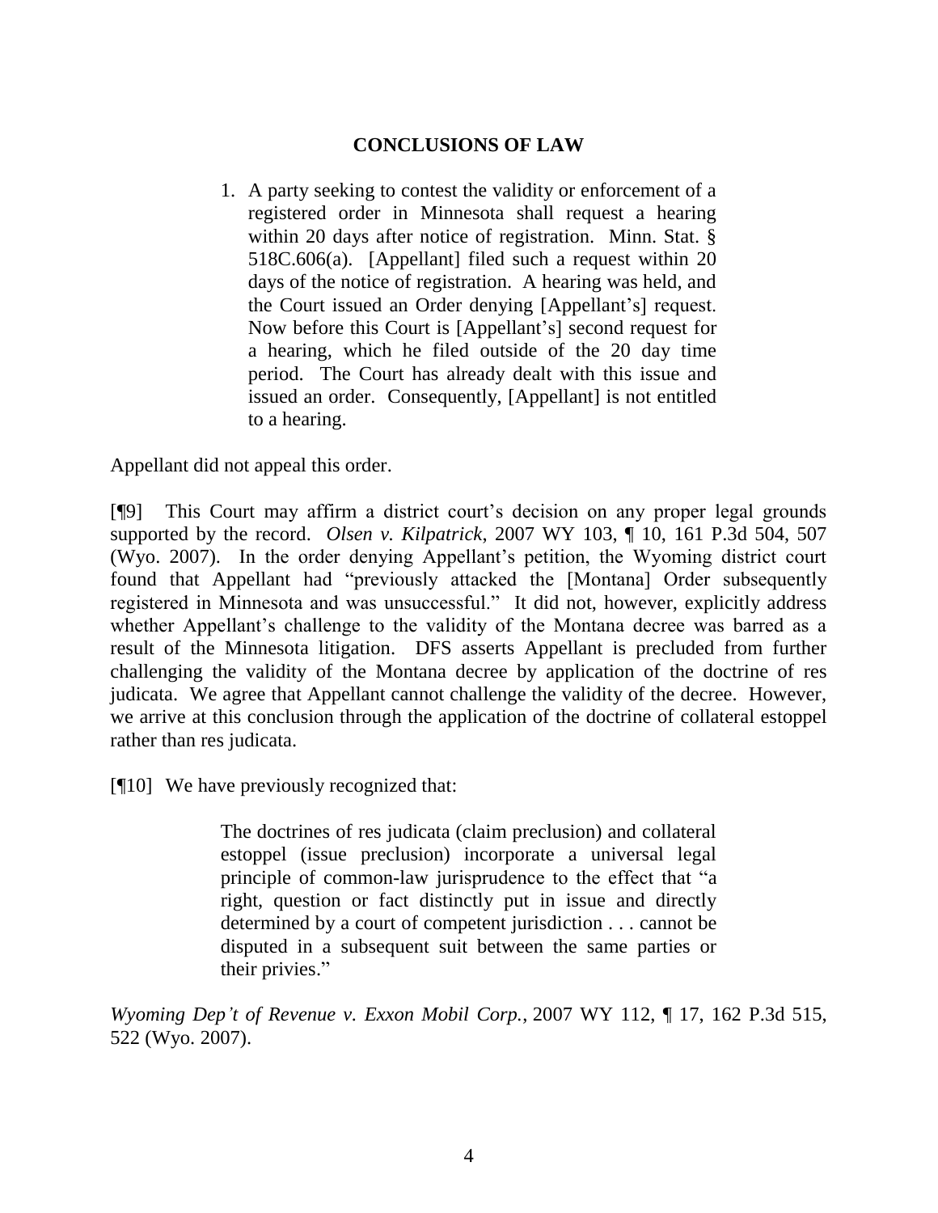## CONCLUSIONS OF LAW

> 1. A party seeking to contest the validity or enforcement of a registered order in Minnesota shall request a hearing within 20 days after notice of registration. Minn. Stat. § 518C.606(a). [Appellant] filed such a request within 20 days of the notice of registration. A hearing was held, and the Court issued an Order denying [Appellant's] request. Now before this Court is [Appellant's] second request for a hearing, which he filed outside of the 20 day time period. The Court has already dealt with this issue and issued an order. Consequently, [Appellant] is not entitled to a hearing.

Appellant did not appeal this order.

[¶9] This Court may affirm a district court's decision on any proper legal grounds supported by the record. *Olsen v. Kilpatrick*, 2007 WY 103, ¶ 10, 161 P.3d 504, 507 (Wyo. 2007). In the order denying Appellant's petition, the Wyoming district court found that Appellant had "previously attacked the [Montana] Order subsequently registered in Minnesota and was unsuccessful." It did not, however, explicitly address whether Appellant's challenge to the validity of the Montana decree was barred as a result of the Minnesota litigation. DFS asserts Appellant is precluded from further challenging the validity of the Montana decree by application of the doctrine of res judicata. We agree that Appellant cannot challenge the validity of the decree. However, we arrive at this conclusion through the application of the doctrine of collateral estoppel rather than res judicata.

[¶10] We have previously recognized that:

> The doctrines of res judicata (claim preclusion) and collateral estoppel (issue preclusion) incorporate a universal legal principle of common-law jurisprudence to the effect that "a right, question or fact distinctly put in issue and directly determined by a court of competent jurisdiction . . . cannot be disputed in a subsequent suit between the same parties or their privies."

*Wyoming Dep't of Revenue v. Exxon Mobil Corp.*, 2007 WY 112, ¶ 17, 162 P.3d 515, 522 (Wyo. 2007).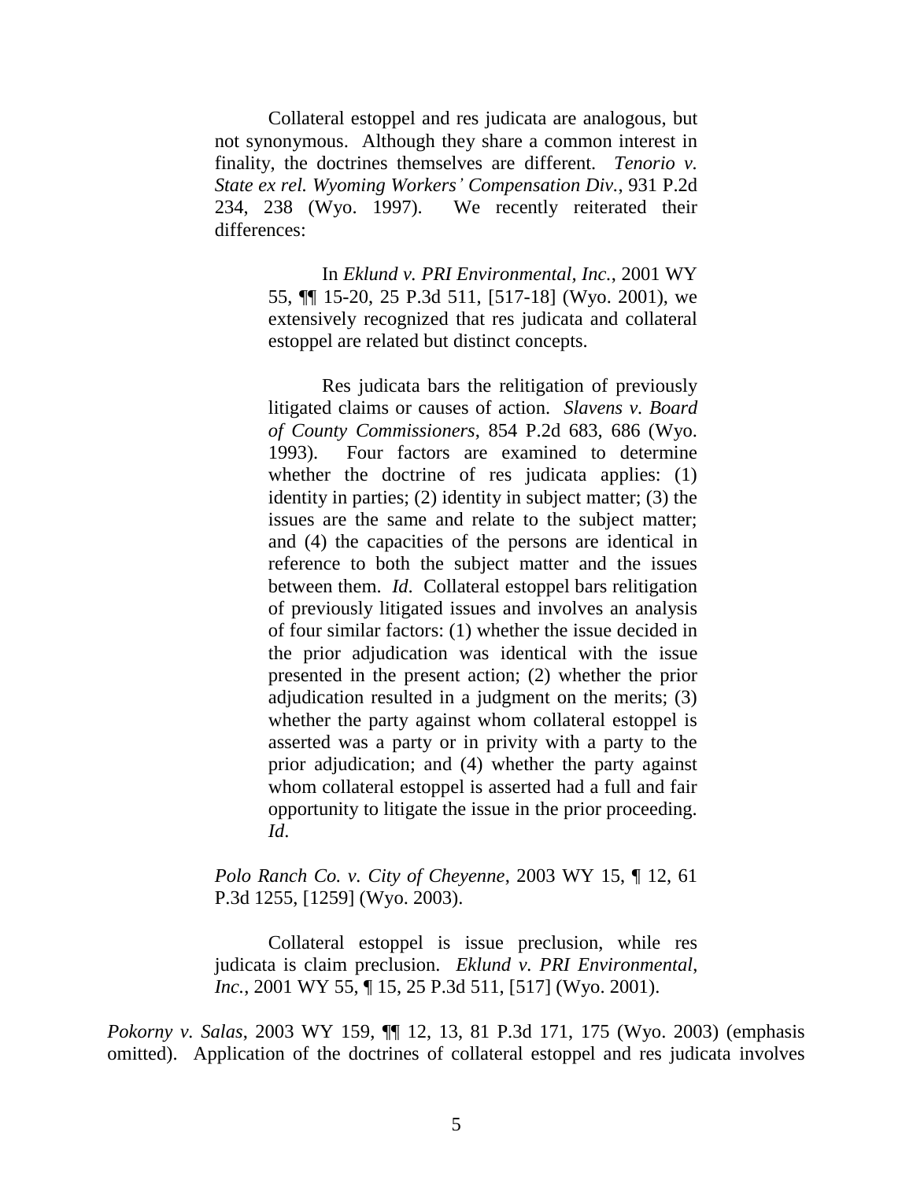> Collateral estoppel and res judicata are analogous, but not synonymous. Although they share a common interest in finality, the doctrines themselves are different. *Tenorio v. State ex rel. Wyoming Workers' Compensation Div.*, 931 P.2d 234, 238 (Wyo. 1997). We recently reiterated their differences:
>
> > In *Eklund v. PRI Environmental, Inc.*, 2001 WY 55, ¶¶ 15-20, 25 P.3d 511, [517-18] (Wyo. 2001), we extensively recognized that res judicata and collateral estoppel are related but distinct concepts.
> >
> > Res judicata bars the relitigation of previously litigated claims or causes of action. *Slavens v. Board of County Commissioners*, 854 P.2d 683, 686 (Wyo. 1993). Four factors are examined to determine whether the doctrine of res judicata applies: (1) identity in parties; (2) identity in subject matter; (3) the issues are the same and relate to the subject matter; and (4) the capacities of the persons are identical in reference to both the subject matter and the issues between them. *Id*. Collateral estoppel bars relitigation of previously litigated issues and involves an analysis of four similar factors: (1) whether the issue decided in the prior adjudication was identical with the issue presented in the present action; (2) whether the prior adjudication resulted in a judgment on the merits; (3) whether the party against whom collateral estoppel is asserted was a party or in privity with a party to the prior adjudication; and (4) whether the party against whom collateral estoppel is asserted had a full and fair opportunity to litigate the issue in the prior proceeding. *Id*.
>
> *Polo Ranch Co. v. City of Cheyenne*, 2003 WY 15, ¶ 12, 61 P.3d 1255, [1259] (Wyo. 2003).
>
> Collateral estoppel is issue preclusion, while res judicata is claim preclusion. *Eklund v. PRI Environmental, Inc.*, 2001 WY 55, ¶ 15, 25 P.3d 511, [517] (Wyo. 2001).

*Pokorny v. Salas*, 2003 WY 159, ¶¶ 12, 13, 81 P.3d 171, 175 (Wyo. 2003) (emphasis omitted). Application of the doctrines of collateral estoppel and res judicata involves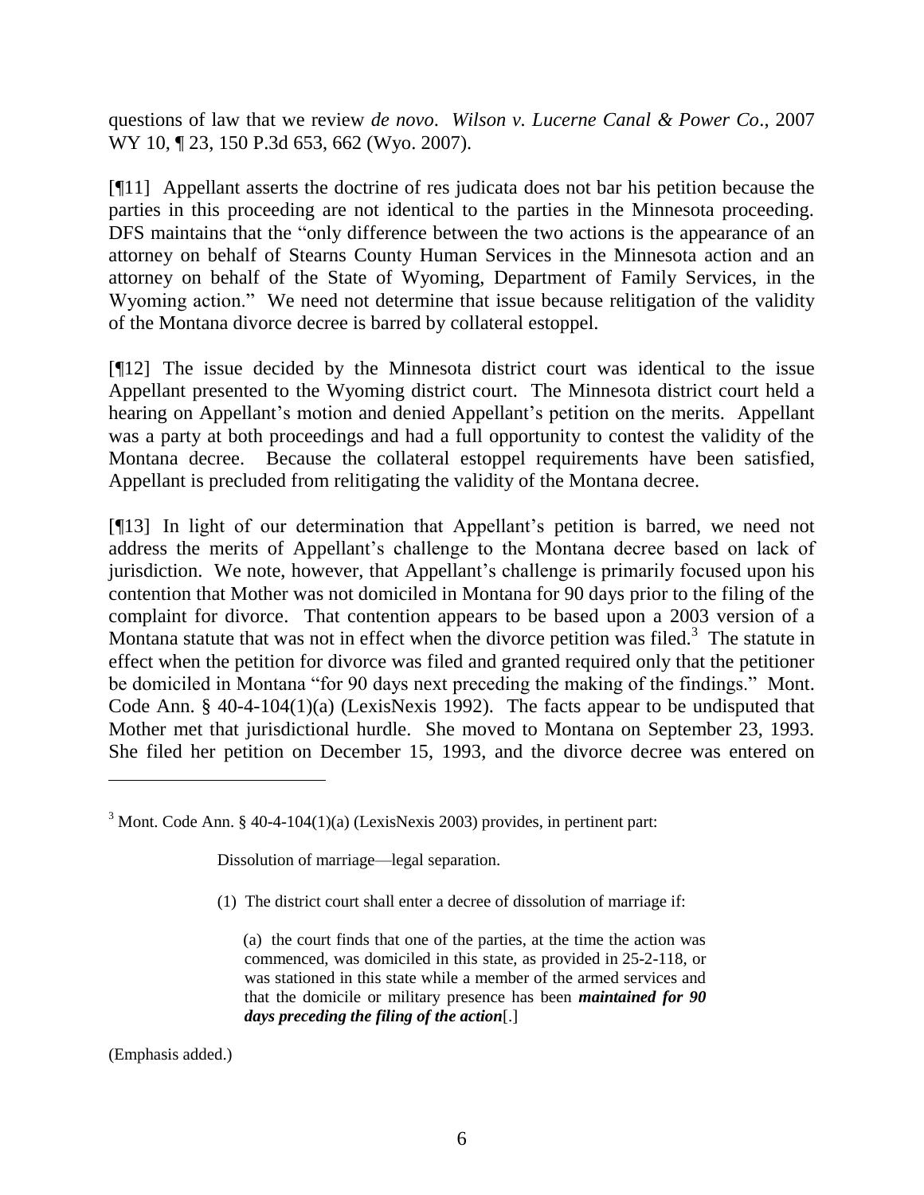questions of law that we review *de novo*. *Wilson v. Lucerne Canal & Power Co*., 2007 WY 10, ¶ 23, 150 P.3d 653, 662 (Wyo. 2007).

[¶11] Appellant asserts the doctrine of res judicata does not bar his petition because the parties in this proceeding are not identical to the parties in the Minnesota proceeding. DFS maintains that the "only difference between the two actions is the appearance of an attorney on behalf of Stearns County Human Services in the Minnesota action and an attorney on behalf of the State of Wyoming, Department of Family Services, in the Wyoming action." We need not determine that issue because relitigation of the validity of the Montana divorce decree is barred by collateral estoppel.

[¶12] The issue decided by the Minnesota district court was identical to the issue Appellant presented to the Wyoming district court. The Minnesota district court held a hearing on Appellant's motion and denied Appellant's petition on the merits. Appellant was a party at both proceedings and had a full opportunity to contest the validity of the Montana decree. Because the collateral estoppel requirements have been satisfied, Appellant is precluded from relitigating the validity of the Montana decree.

[¶13] In light of our determination that Appellant's petition is barred, we need not address the merits of Appellant's challenge to the Montana decree based on lack of jurisdiction. We note, however, that Appellant's challenge is primarily focused upon his contention that Mother was not domiciled in Montana for 90 days prior to the filing of the complaint for divorce. That contention appears to be based upon a 2003 version of a Montana statute that was not in effect when the divorce petition was filed.[3] The statute in effect when the petition for divorce was filed and granted required only that the petitioner be domiciled in Montana "for 90 days next preceding the making of the findings." Mont. Code Ann. § 40-4-104(1)(a) (LexisNexis 1992). The facts appear to be undisputed that Mother met that jurisdictional hurdle. She moved to Montana on September 23, 1993. She filed her petition on December 15, 1993, and the divorce decree was entered on

---

[3] Mont. Code Ann. § 40-4-104(1)(a) (LexisNexis 2003) provides, in pertinent part:

> Dissolution of marriage—legal separation.
>
> (1) The district court shall enter a decree of dissolution of marriage if:
>
> (a) the court finds that one of the parties, at the time the action was commenced, was domiciled in this state, as provided in 25-2-118, or was stationed in this state while a member of the armed services and that the domicile or military presence has been ***maintained for 90 days preceding the filing of the action***[.]

(Emphasis added.)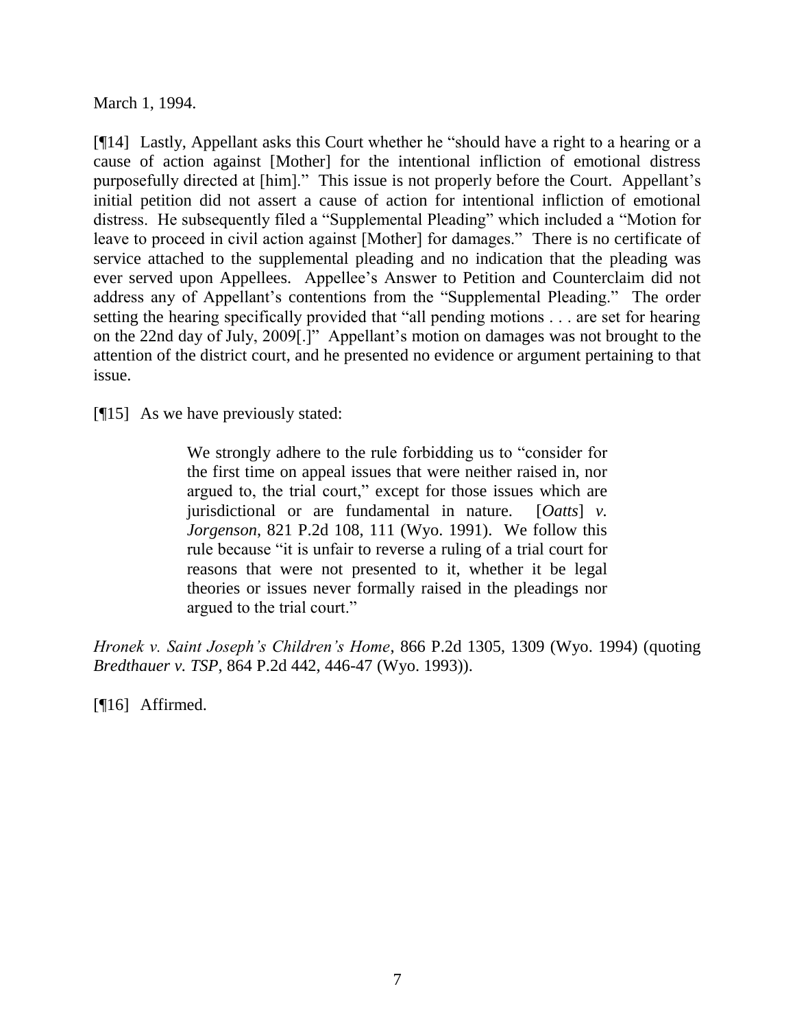March 1, 1994.

[¶14] Lastly, Appellant asks this Court whether he "should have a right to a hearing or a cause of action against [Mother] for the intentional infliction of emotional distress purposefully directed at [him]." This issue is not properly before the Court. Appellant's initial petition did not assert a cause of action for intentional infliction of emotional distress. He subsequently filed a "Supplemental Pleading" which included a "Motion for leave to proceed in civil action against [Mother] for damages." There is no certificate of service attached to the supplemental pleading and no indication that the pleading was ever served upon Appellees. Appellee's Answer to Petition and Counterclaim did not address any of Appellant's contentions from the "Supplemental Pleading." The order setting the hearing specifically provided that "all pending motions . . . are set for hearing on the 22nd day of July, 2009[.]" Appellant's motion on damages was not brought to the attention of the district court, and he presented no evidence or argument pertaining to that issue.

[¶15] As we have previously stated:

> We strongly adhere to the rule forbidding us to "consider for the first time on appeal issues that were neither raised in, nor argued to, the trial court," except for those issues which are jurisdictional or are fundamental in nature. [*Oatts*] *v. Jorgenson*, 821 P.2d 108, 111 (Wyo. 1991). We follow this rule because "it is unfair to reverse a ruling of a trial court for reasons that were not presented to it, whether it be legal theories or issues never formally raised in the pleadings nor argued to the trial court."

*Hronek v. Saint Joseph's Children's Home*, 866 P.2d 1305, 1309 (Wyo. 1994) (quoting *Bredthauer v. TSP*, 864 P.2d 442, 446-47 (Wyo. 1993)).

[¶16] Affirmed.